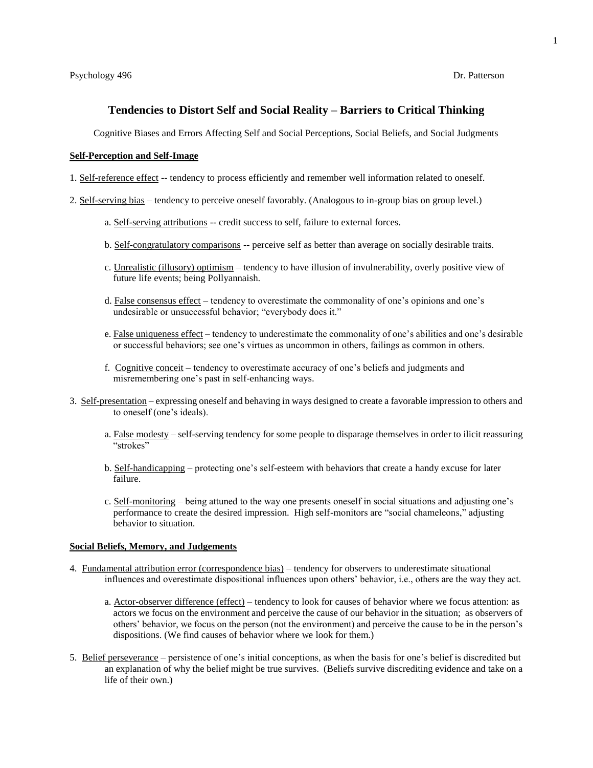Psychology 496 Dr. Patterson

# Tendencies to Distort Self and Social Reality – Barriers to Critical Thinking

Cognitive Biases and Errors Affecting Self and Social Perceptions, Social Beliefs, and Social Judgments

## Self-Perception and Self-Image

1. Self-reference effect -- tendency to process efficiently and remember well information related to oneself.

2. Self-serving bias – tendency to perceive oneself favorably. (Analogous to in-group bias on group level.)

   a. Self-serving attributions -- credit success to self, failure to external forces.

   b. Self-congratulatory comparisons -- perceive self as better than average on socially desirable traits.

   c. Unrealistic (illusory) optimism – tendency to have illusion of invulnerability, overly positive view of future life events; being Pollyannaish.

   d. False consensus effect – tendency to overestimate the commonality of one's opinions and one's undesirable or unsuccessful behavior; "everybody does it."

   e. False uniqueness effect – tendency to underestimate the commonality of one's abilities and one's desirable or successful behaviors; see one's virtues as uncommon in others, failings as common in others.

   f. Cognitive conceit – tendency to overestimate accuracy of one's beliefs and judgments and misremembering one's past in self-enhancing ways.

3. Self-presentation – expressing oneself and behaving in ways designed to create a favorable impression to others and to oneself (one's ideals).

   a. False modesty – self-serving tendency for some people to disparage themselves in order to ilicit reassuring "strokes"

   b. Self-handicapping – protecting one's self-esteem with behaviors that create a handy excuse for later failure.

   c. Self-monitoring – being attuned to the way one presents oneself in social situations and adjusting one's performance to create the desired impression. High self-monitors are "social chameleons," adjusting behavior to situation.

## Social Beliefs, Memory, and Judgements

4. Fundamental attribution error (correspondence bias) – tendency for observers to underestimate situational influences and overestimate dispositional influences upon others' behavior, i.e., others are the way they act.

   a. Actor-observer difference (effect) – tendency to look for causes of behavior where we focus attention: as actors we focus on the environment and perceive the cause of our behavior in the situation; as observers of others' behavior, we focus on the person (not the environment) and perceive the cause to be in the person's dispositions. (We find causes of behavior where we look for them.)

5. Belief perseverance – persistence of one's initial conceptions, as when the basis for one's belief is discredited but an explanation of why the belief might be true survives. (Beliefs survive discrediting evidence and take on a life of their own.)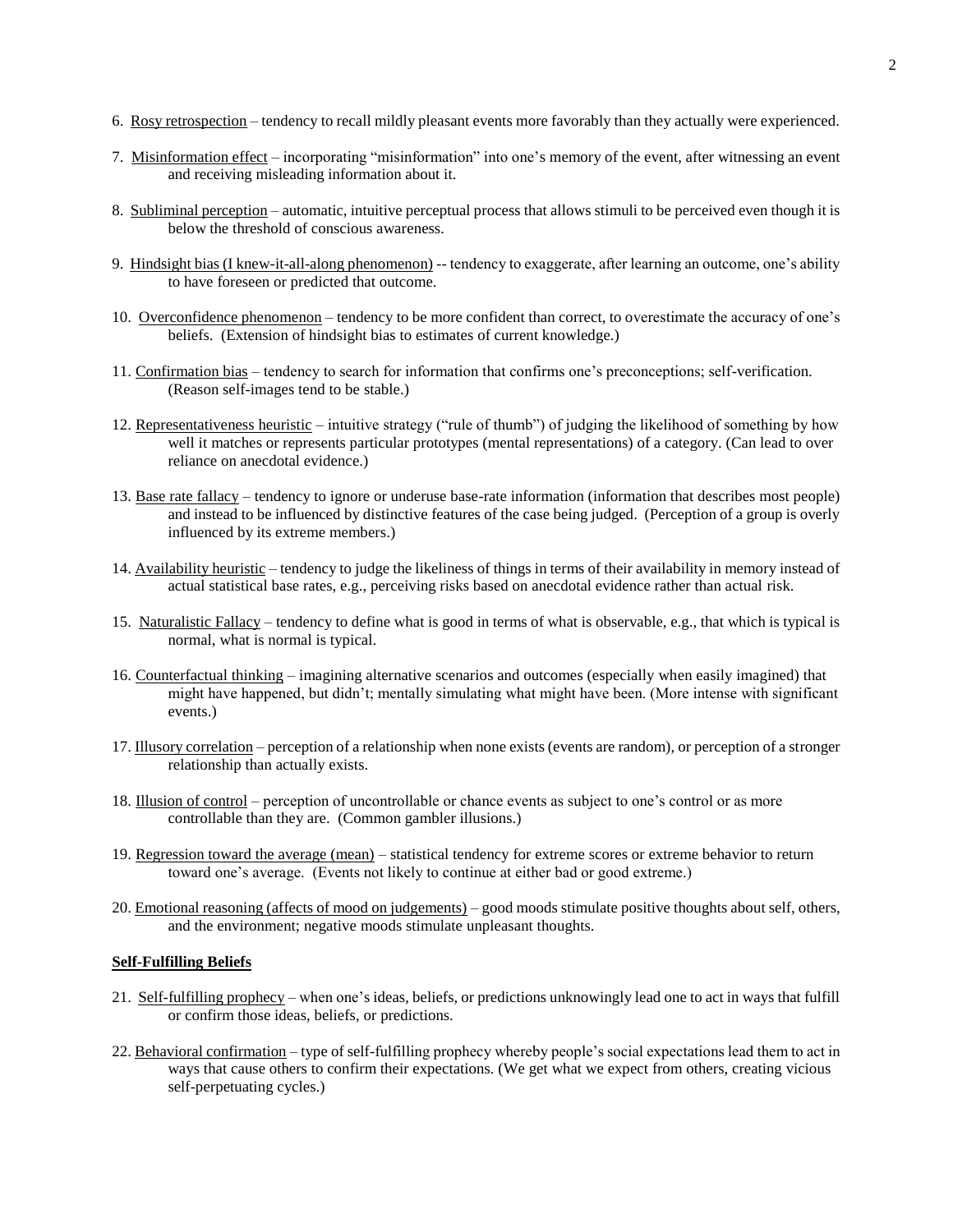6. <u>Rosy retrospection</u> – tendency to recall mildly pleasant events more favorably than they actually were experienced.

7. <u>Misinformation effect</u> – incorporating "misinformation" into one's memory of the event, after witnessing an event and receiving misleading information about it.

8. <u>Subliminal perception</u> – automatic, intuitive perceptual process that allows stimuli to be perceived even though it is below the threshold of conscious awareness.

9. <u>Hindsight bias (I knew-it-all-along phenomenon)</u> -- tendency to exaggerate, after learning an outcome, one's ability to have foreseen or predicted that outcome.

10. <u>Overconfidence phenomenon</u> – tendency to be more confident than correct, to overestimate the accuracy of one's beliefs. (Extension of hindsight bias to estimates of current knowledge.)

11. <u>Confirmation bias</u> – tendency to search for information that confirms one's preconceptions; self-verification. (Reason self-images tend to be stable.)

12. <u>Representativeness heuristic</u> – intuitive strategy ("rule of thumb") of judging the likelihood of something by how well it matches or represents particular prototypes (mental representations) of a category. (Can lead to over reliance on anecdotal evidence.)

13. <u>Base rate fallacy</u> – tendency to ignore or underuse base-rate information (information that describes most people) and instead to be influenced by distinctive features of the case being judged. (Perception of a group is overly influenced by its extreme members.)

14. <u>Availability heuristic</u> – tendency to judge the likeliness of things in terms of their availability in memory instead of actual statistical base rates, e.g., perceiving risks based on anecdotal evidence rather than actual risk.

15. <u>Naturalistic Fallacy</u> – tendency to define what is good in terms of what is observable, e.g., that which is typical is normal, what is normal is typical.

16. <u>Counterfactual thinking</u> – imagining alternative scenarios and outcomes (especially when easily imagined) that might have happened, but didn't; mentally simulating what might have been. (More intense with significant events.)

17. <u>Illusory correlation</u> – perception of a relationship when none exists (events are random), or perception of a stronger relationship than actually exists.

18. <u>Illusion of control</u> – perception of uncontrollable or chance events as subject to one's control or as more controllable than they are. (Common gambler illusions.)

19. <u>Regression toward the average (mean)</u> – statistical tendency for extreme scores or extreme behavior to return toward one's average. (Events not likely to continue at either bad or good extreme.)

20. <u>Emotional reasoning (affects of mood on judgements)</u> – good moods stimulate positive thoughts about self, others, and the environment; negative moods stimulate unpleasant thoughts.

**<u>Self-Fulfilling Beliefs</u>**

21. <u>Self-fulfilling prophecy</u> – when one's ideas, beliefs, or predictions unknowingly lead one to act in ways that fulfill or confirm those ideas, beliefs, or predictions.

22. <u>Behavioral confirmation</u> – type of self-fulfilling prophecy whereby people's social expectations lead them to act in ways that cause others to confirm their expectations. (We get what we expect from others, creating vicious self-perpetuating cycles.)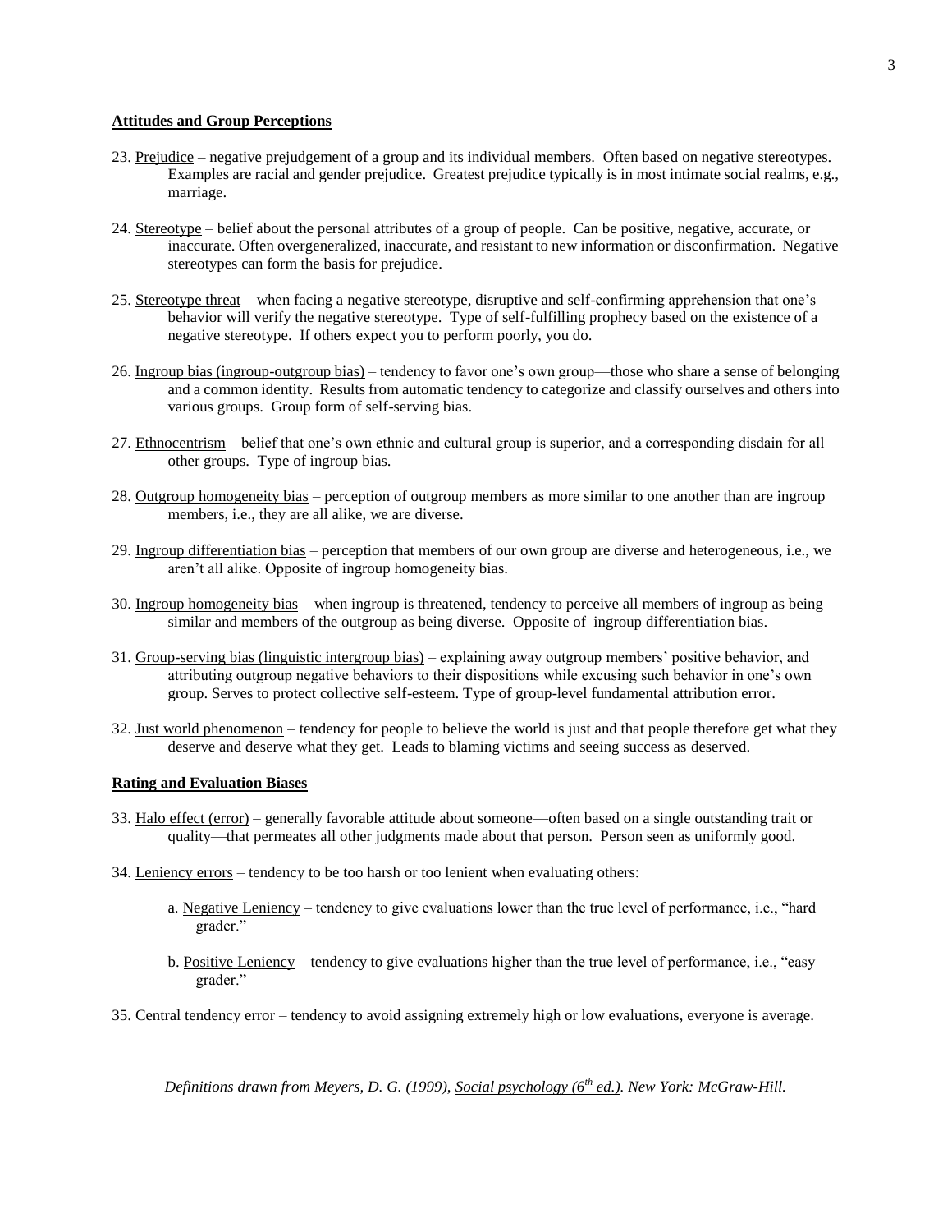**<u>Attitudes and Group Perceptions</u>**

23. <u>Prejudice</u> – negative prejudgement of a group and its individual members. Often based on negative stereotypes. Examples are racial and gender prejudice. Greatest prejudice typically is in most intimate social realms, e.g., marriage.

24. <u>Stereotype</u> – belief about the personal attributes of a group of people. Can be positive, negative, accurate, or inaccurate. Often overgeneralized, inaccurate, and resistant to new information or disconfirmation. Negative stereotypes can form the basis for prejudice.

25. <u>Stereotype threat</u> – when facing a negative stereotype, disruptive and self-confirming apprehension that one's behavior will verify the negative stereotype. Type of self-fulfilling prophecy based on the existence of a negative stereotype. If others expect you to perform poorly, you do.

26. <u>Ingroup bias (ingroup-outgroup bias)</u> – tendency to favor one's own group—those who share a sense of belonging and a common identity. Results from automatic tendency to categorize and classify ourselves and others into various groups. Group form of self-serving bias.

27. <u>Ethnocentrism</u> – belief that one's own ethnic and cultural group is superior, and a corresponding disdain for all other groups. Type of ingroup bias.

28. <u>Outgroup homogeneity bias</u> – perception of outgroup members as more similar to one another than are ingroup members, i.e., they are all alike, we are diverse.

29. <u>Ingroup differentiation bias</u> – perception that members of our own group are diverse and heterogeneous, i.e., we aren't all alike. Opposite of ingroup homogeneity bias.

30. <u>Ingroup homogeneity bias</u> – when ingroup is threatened, tendency to perceive all members of ingroup as being similar and members of the outgroup as being diverse. Opposite of ingroup differentiation bias.

31. <u>Group-serving bias (linguistic intergroup bias)</u> – explaining away outgroup members' positive behavior, and attributing outgroup negative behaviors to their dispositions while excusing such behavior in one's own group. Serves to protect collective self-esteem. Type of group-level fundamental attribution error.

32. <u>Just world phenomenon</u> – tendency for people to believe the world is just and that people therefore get what they deserve and deserve what they get. Leads to blaming victims and seeing success as deserved.

**<u>Rating and Evaluation Biases</u>**

33. <u>Halo effect (error)</u> – generally favorable attitude about someone—often based on a single outstanding trait or quality—that permeates all other judgments made about that person. Person seen as uniformly good.

34. <u>Leniency errors</u> – tendency to be too harsh or too lenient when evaluating others:

    a. <u>Negative Leniency</u> – tendency to give evaluations lower than the true level of performance, i.e., "hard grader."

    b. <u>Positive Leniency</u> – tendency to give evaluations higher than the true level of performance, i.e., "easy grader."

35. <u>Central tendency error</u> – tendency to avoid assigning extremely high or low evaluations, everyone is average.

*Definitions drawn from Meyers, D. G. (1999), <u>Social psychology (6th ed.)</u>. New York: McGraw-Hill.*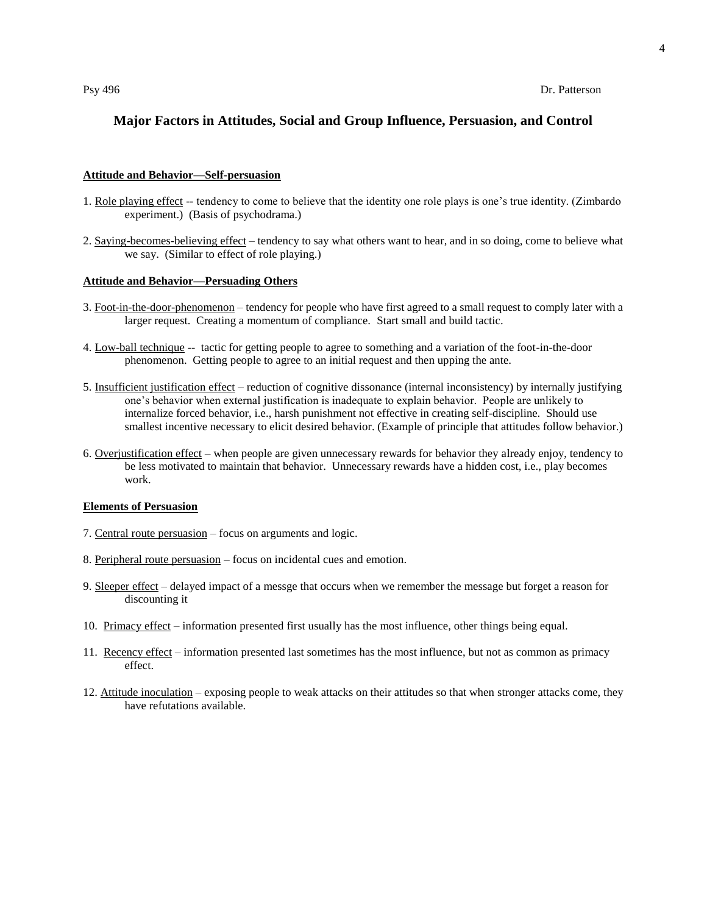Psy 496 Dr. Patterson

# Major Factors in Attitudes, Social and Group Influence, Persuasion, and Control

## Attitude and Behavior—Self-persuasion

1. Role playing effect -- tendency to come to believe that the identity one role plays is one's true identity. (Zimbardo experiment.) (Basis of psychodrama.)

2. Saying-becomes-believing effect – tendency to say what others want to hear, and in so doing, come to believe what we say. (Similar to effect of role playing.)

## Attitude and Behavior—Persuading Others

3. Foot-in-the-door-phenomenon – tendency for people who have first agreed to a small request to comply later with a larger request. Creating a momentum of compliance. Start small and build tactic.

4. Low-ball technique -- tactic for getting people to agree to something and a variation of the foot-in-the-door phenomenon. Getting people to agree to an initial request and then upping the ante.

5. Insufficient justification effect – reduction of cognitive dissonance (internal inconsistency) by internally justifying one's behavior when external justification is inadequate to explain behavior. People are unlikely to internalize forced behavior, i.e., harsh punishment not effective in creating self-discipline. Should use smallest incentive necessary to elicit desired behavior. (Example of principle that attitudes follow behavior.)

6. Overjustification effect – when people are given unnecessary rewards for behavior they already enjoy, tendency to be less motivated to maintain that behavior. Unnecessary rewards have a hidden cost, i.e., play becomes work.

## Elements of Persuasion

7. Central route persuasion – focus on arguments and logic.

8. Peripheral route persuasion – focus on incidental cues and emotion.

9. Sleeper effect – delayed impact of a messge that occurs when we remember the message but forget a reason for discounting it

10. Primacy effect – information presented first usually has the most influence, other things being equal.

11. Recency effect – information presented last sometimes has the most influence, but not as common as primacy effect.

12. Attitude inoculation – exposing people to weak attacks on their attitudes so that when stronger attacks come, they have refutations available.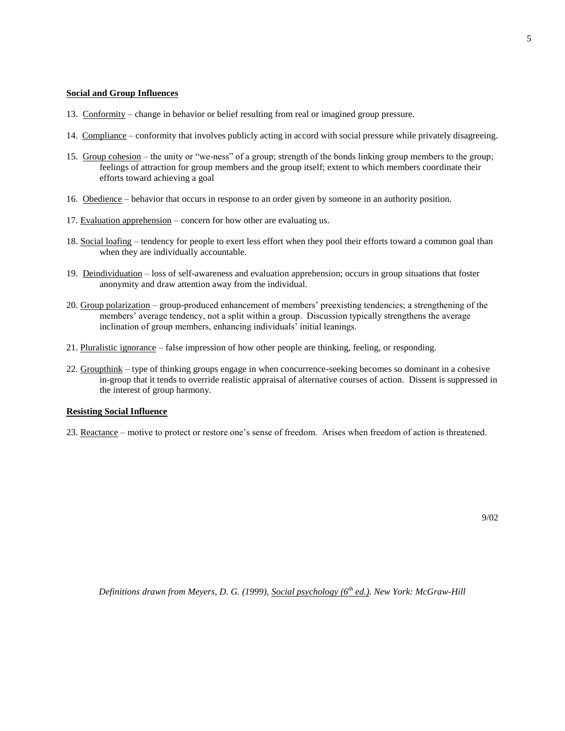**Social and Group Influences**

13. Conformity – change in behavior or belief resulting from real or imagined group pressure.

14. Compliance – conformity that involves publicly acting in accord with social pressure while privately disagreeing.

15. Group cohesion – the unity or "we-ness" of a group; strength of the bonds linking group members to the group; feelings of attraction for group members and the group itself; extent to which members coordinate their efforts toward achieving a goal

16. Obedience – behavior that occurs in response to an order given by someone in an authority position.

17. Evaluation apprehension – concern for how other are evaluating us.

18. Social loafing – tendency for people to exert less effort when they pool their efforts toward a common goal than when they are individually accountable.

19. Deindividuation – loss of self-awareness and evaluation apprehension; occurs in group situations that foster anonymity and draw attention away from the individual.

20. Group polarization – group-produced enhancement of members' preexisting tendencies; a strengthening of the members' average tendency, not a split within a group. Discussion typically strengthens the average inclination of group members, enhancing individuals' initial leanings.

21. Pluralistic ignorance – false impression of how other people are thinking, feeling, or responding.

22. Groupthink – type of thinking groups engage in when concurrence-seeking becomes so dominant in a cohesive in-group that it tends to override realistic appraisal of alternative courses of action. Dissent is suppressed in the interest of group harmony.

**Resisting Social Influence**

23. Reactance – motive to protect or restore one's sense of freedom. Arises when freedom of action is threatened.

9/02

*Definitions drawn from Meyers, D. G. (1999), Social psychology (6th ed.). New York: McGraw-Hill*